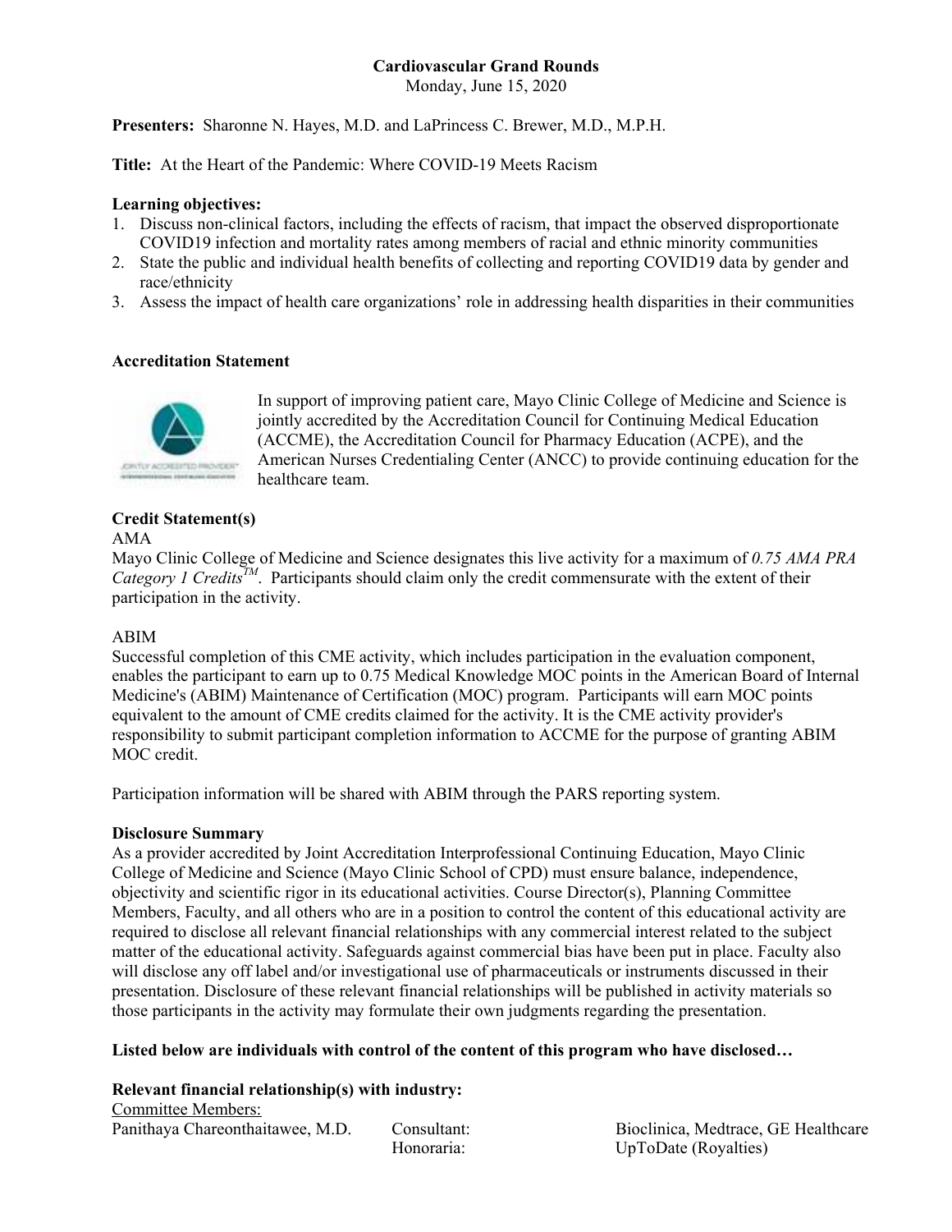**Cardiovascular Grand Rounds**
Monday, June 15, 2020

**Presenters:** Sharonne N. Hayes, M.D. and LaPrincess C. Brewer, M.D., M.P.H.

**Title:** At the Heart of the Pandemic: Where COVID-19 Meets Racism

**Learning objectives:**

1. Discuss non-clinical factors, including the effects of racism, that impact the observed disproportionate COVID19 infection and mortality rates among members of racial and ethnic minority communities
2. State the public and individual health benefits of collecting and reporting COVID19 data by gender and race/ethnicity
3. Assess the impact of health care organizations' role in addressing health disparities in their communities

**Accreditation Statement**

In support of improving patient care, Mayo Clinic College of Medicine and Science is jointly accredited by the Accreditation Council for Continuing Medical Education (ACCME), the Accreditation Council for Pharmacy Education (ACPE), and the American Nurses Credentialing Center (ANCC) to provide continuing education for the healthcare team.

**Credit Statement(s)**

AMA

Mayo Clinic College of Medicine and Science designates this live activity for a maximum of *0.75 AMA PRA Category 1 Credits™*. Participants should claim only the credit commensurate with the extent of their participation in the activity.

ABIM

Successful completion of this CME activity, which includes participation in the evaluation component, enables the participant to earn up to 0.75 Medical Knowledge MOC points in the American Board of Internal Medicine's (ABIM) Maintenance of Certification (MOC) program. Participants will earn MOC points equivalent to the amount of CME credits claimed for the activity. It is the CME activity provider's responsibility to submit participant completion information to ACCME for the purpose of granting ABIM MOC credit.

Participation information will be shared with ABIM through the PARS reporting system.

**Disclosure Summary**

As a provider accredited by Joint Accreditation Interprofessional Continuing Education, Mayo Clinic College of Medicine and Science (Mayo Clinic School of CPD) must ensure balance, independence, objectivity and scientific rigor in its educational activities. Course Director(s), Planning Committee Members, Faculty, and all others who are in a position to control the content of this educational activity are required to disclose all relevant financial relationships with any commercial interest related to the subject matter of the educational activity. Safeguards against commercial bias have been put in place. Faculty also will disclose any off label and/or investigational use of pharmaceuticals or instruments discussed in their presentation. Disclosure of these relevant financial relationships will be published in activity materials so those participants in the activity may formulate their own judgments regarding the presentation.

**Listed below are individuals with control of the content of this program who have disclosed…**

**Relevant financial relationship(s) with industry:**

Committee Members:

| | | |
|---|---|---|
| Panithaya Chareonthaitawee, M.D. | Consultant: | Bioclinica, Medtrace, GE Healthcare |
| | Honoraria: | UpToDate (Royalties) |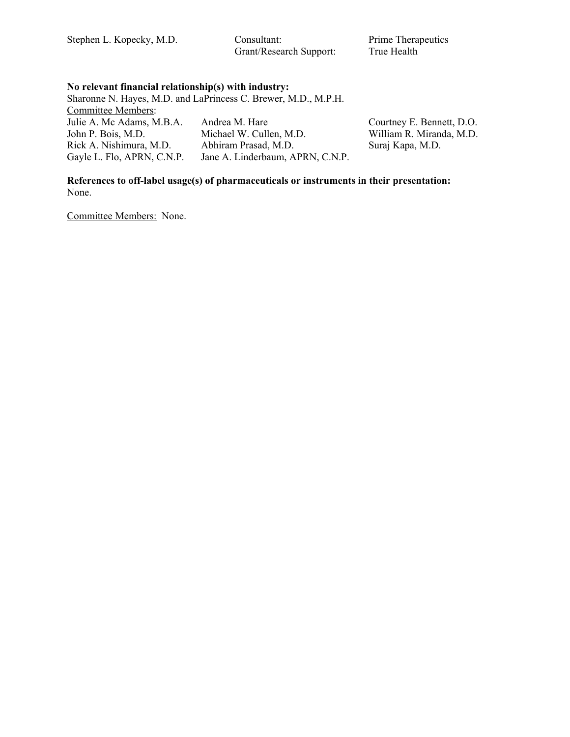| | | |
|---|---|---|
| Stephen L. Kopecky, M.D. | Consultant: | Prime Therapeutics |
| | Grant/Research Support: | True Health |

**No relevant financial relationship(s) with industry:**
Sharonne N. Hayes, M.D. and LaPrincess C. Brewer, M.D., M.P.H.
Committee Members:

| | | |
|---|---|---|
| Julie A. Mc Adams, M.B.A. | Andrea M. Hare | Courtney E. Bennett, D.O. |
| John P. Bois, M.D. | Michael W. Cullen, M.D. | William R. Miranda, M.D. |
| Rick A. Nishimura, M.D. | Abhiram Prasad, M.D. | Suraj Kapa, M.D. |
| Gayle L. Flo, APRN, C.N.P. | Jane A. Linderbaum, APRN, C.N.P. | |

**References to off-label usage(s) of pharmaceuticals or instruments in their presentation:**
None.

Committee Members: None.